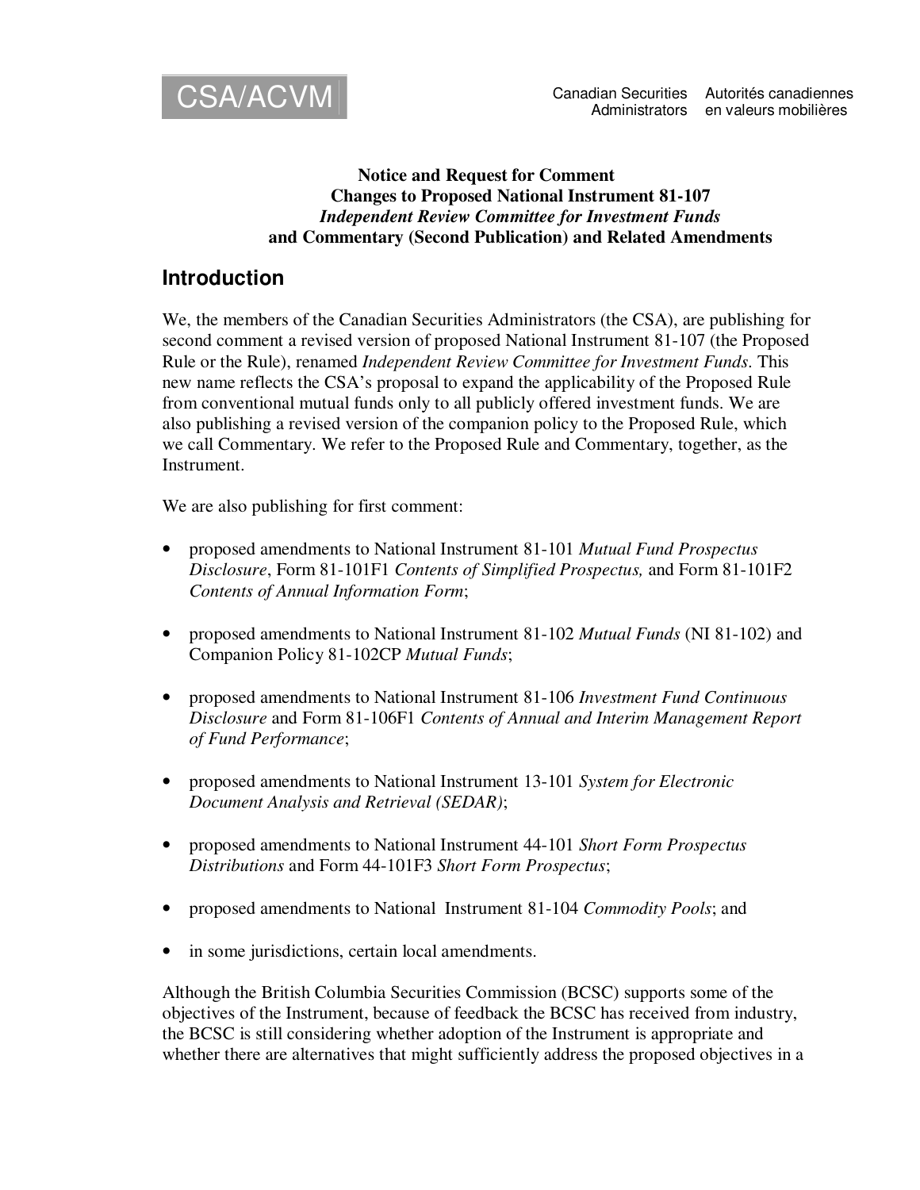CSA/ACVM

Canadian Securities Administrators    Autorités canadiennes en valeurs mobilières

**Notice and Request for Comment**
**Changes to Proposed National Instrument 81-107**
***Independent Review Committee for Investment Funds***
**and Commentary (Second Publication) and Related Amendments**

## Introduction

We, the members of the Canadian Securities Administrators (the CSA), are publishing for second comment a revised version of proposed National Instrument 81-107 (the Proposed Rule or the Rule), renamed *Independent Review Committee for Investment Funds*. This new name reflects the CSA's proposal to expand the applicability of the Proposed Rule from conventional mutual funds only to all publicly offered investment funds. We are also publishing a revised version of the companion policy to the Proposed Rule, which we call Commentary. We refer to the Proposed Rule and Commentary, together, as the Instrument.

We are also publishing for first comment:

- proposed amendments to National Instrument 81-101 *Mutual Fund Prospectus Disclosure*, Form 81-101F1 *Contents of Simplified Prospectus,* and Form 81-101F2 *Contents of Annual Information Form*;
- proposed amendments to National Instrument 81-102 *Mutual Funds* (NI 81-102) and Companion Policy 81-102CP *Mutual Funds*;
- proposed amendments to National Instrument 81-106 *Investment Fund Continuous Disclosure* and Form 81-106F1 *Contents of Annual and Interim Management Report of Fund Performance*;
- proposed amendments to National Instrument 13-101 *System for Electronic Document Analysis and Retrieval (SEDAR)*;
- proposed amendments to National Instrument 44-101 *Short Form Prospectus Distributions* and Form 44-101F3 *Short Form Prospectus*;
- proposed amendments to National Instrument 81-104 *Commodity Pools*; and
- in some jurisdictions, certain local amendments.

Although the British Columbia Securities Commission (BCSC) supports some of the objectives of the Instrument, because of feedback the BCSC has received from industry, the BCSC is still considering whether adoption of the Instrument is appropriate and whether there are alternatives that might sufficiently address the proposed objectives in a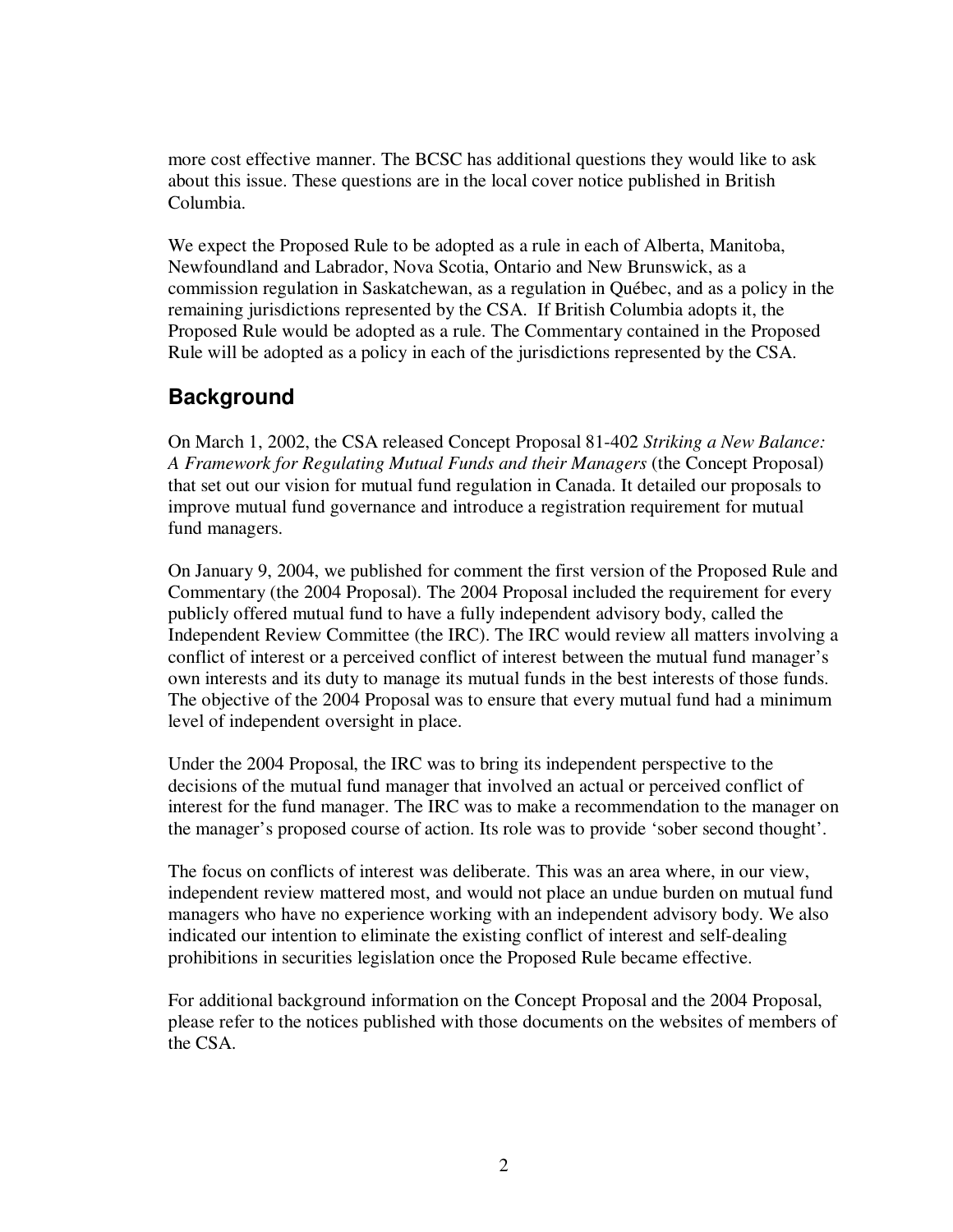more cost effective manner. The BCSC has additional questions they would like to ask about this issue. These questions are in the local cover notice published in British Columbia.

We expect the Proposed Rule to be adopted as a rule in each of Alberta, Manitoba, Newfoundland and Labrador, Nova Scotia, Ontario and New Brunswick, as a commission regulation in Saskatchewan, as a regulation in Québec, and as a policy in the remaining jurisdictions represented by the CSA. If British Columbia adopts it, the Proposed Rule would be adopted as a rule. The Commentary contained in the Proposed Rule will be adopted as a policy in each of the jurisdictions represented by the CSA.

## Background

On March 1, 2002, the CSA released Concept Proposal 81-402 *Striking a New Balance: A Framework for Regulating Mutual Funds and their Managers* (the Concept Proposal) that set out our vision for mutual fund regulation in Canada. It detailed our proposals to improve mutual fund governance and introduce a registration requirement for mutual fund managers.

On January 9, 2004, we published for comment the first version of the Proposed Rule and Commentary (the 2004 Proposal). The 2004 Proposal included the requirement for every publicly offered mutual fund to have a fully independent advisory body, called the Independent Review Committee (the IRC). The IRC would review all matters involving a conflict of interest or a perceived conflict of interest between the mutual fund manager's own interests and its duty to manage its mutual funds in the best interests of those funds. The objective of the 2004 Proposal was to ensure that every mutual fund had a minimum level of independent oversight in place.

Under the 2004 Proposal, the IRC was to bring its independent perspective to the decisions of the mutual fund manager that involved an actual or perceived conflict of interest for the fund manager. The IRC was to make a recommendation to the manager on the manager's proposed course of action. Its role was to provide 'sober second thought'.

The focus on conflicts of interest was deliberate. This was an area where, in our view, independent review mattered most, and would not place an undue burden on mutual fund managers who have no experience working with an independent advisory body. We also indicated our intention to eliminate the existing conflict of interest and self-dealing prohibitions in securities legislation once the Proposed Rule became effective.

For additional background information on the Concept Proposal and the 2004 Proposal, please refer to the notices published with those documents on the websites of members of the CSA.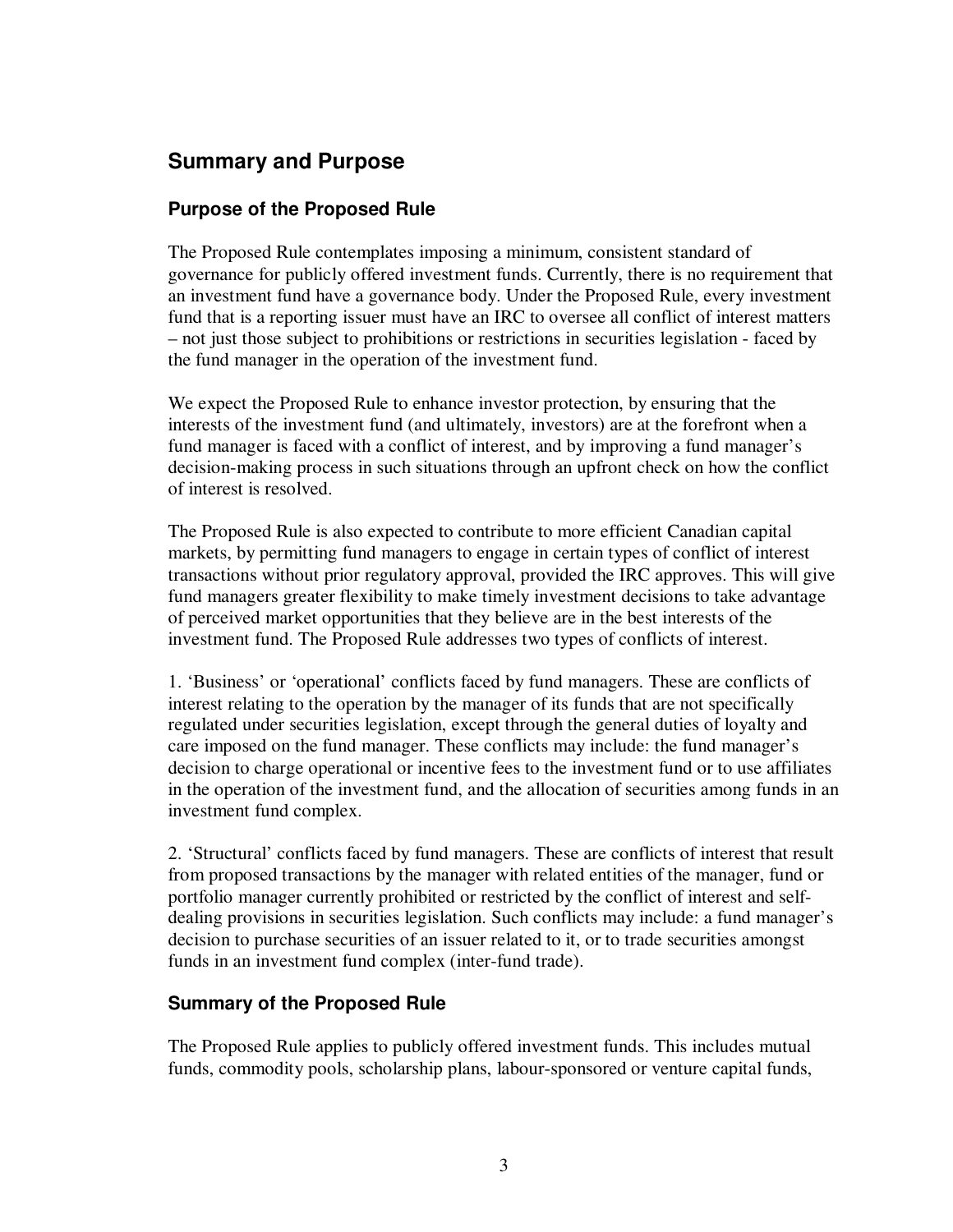## Summary and Purpose

### Purpose of the Proposed Rule

The Proposed Rule contemplates imposing a minimum, consistent standard of governance for publicly offered investment funds. Currently, there is no requirement that an investment fund have a governance body. Under the Proposed Rule, every investment fund that is a reporting issuer must have an IRC to oversee all conflict of interest matters – not just those subject to prohibitions or restrictions in securities legislation - faced by the fund manager in the operation of the investment fund.

We expect the Proposed Rule to enhance investor protection, by ensuring that the interests of the investment fund (and ultimately, investors) are at the forefront when a fund manager is faced with a conflict of interest, and by improving a fund manager's decision-making process in such situations through an upfront check on how the conflict of interest is resolved.

The Proposed Rule is also expected to contribute to more efficient Canadian capital markets, by permitting fund managers to engage in certain types of conflict of interest transactions without prior regulatory approval, provided the IRC approves. This will give fund managers greater flexibility to make timely investment decisions to take advantage of perceived market opportunities that they believe are in the best interests of the investment fund. The Proposed Rule addresses two types of conflicts of interest.

1. 'Business' or 'operational' conflicts faced by fund managers. These are conflicts of interest relating to the operation by the manager of its funds that are not specifically regulated under securities legislation, except through the general duties of loyalty and care imposed on the fund manager. These conflicts may include: the fund manager's decision to charge operational or incentive fees to the investment fund or to use affiliates in the operation of the investment fund, and the allocation of securities among funds in an investment fund complex.

2. 'Structural' conflicts faced by fund managers. These are conflicts of interest that result from proposed transactions by the manager with related entities of the manager, fund or portfolio manager currently prohibited or restricted by the conflict of interest and self-dealing provisions in securities legislation. Such conflicts may include: a fund manager's decision to purchase securities of an issuer related to it, or to trade securities amongst funds in an investment fund complex (inter-fund trade).

### Summary of the Proposed Rule

The Proposed Rule applies to publicly offered investment funds. This includes mutual funds, commodity pools, scholarship plans, labour-sponsored or venture capital funds,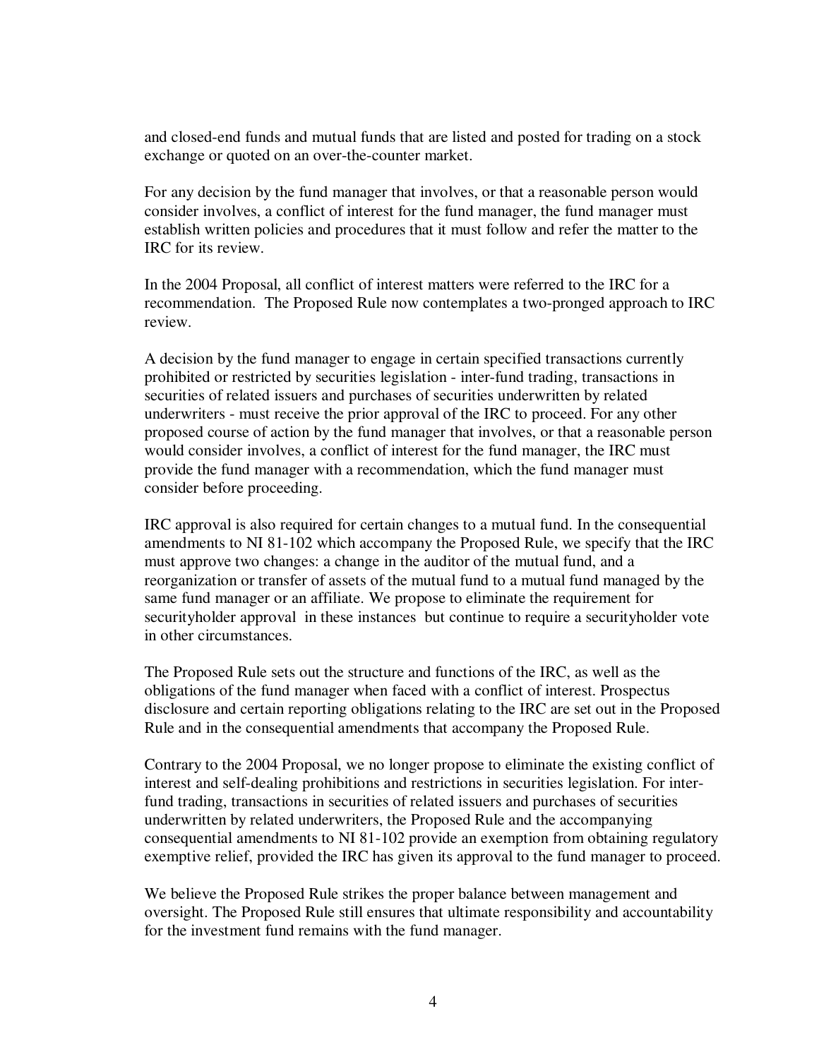and closed-end funds and mutual funds that are listed and posted for trading on a stock exchange or quoted on an over-the-counter market.

For any decision by the fund manager that involves, or that a reasonable person would consider involves, a conflict of interest for the fund manager, the fund manager must establish written policies and procedures that it must follow and refer the matter to the IRC for its review.

In the 2004 Proposal, all conflict of interest matters were referred to the IRC for a recommendation. The Proposed Rule now contemplates a two-pronged approach to IRC review.

A decision by the fund manager to engage in certain specified transactions currently prohibited or restricted by securities legislation - inter-fund trading, transactions in securities of related issuers and purchases of securities underwritten by related underwriters - must receive the prior approval of the IRC to proceed. For any other proposed course of action by the fund manager that involves, or that a reasonable person would consider involves, a conflict of interest for the fund manager, the IRC must provide the fund manager with a recommendation, which the fund manager must consider before proceeding.

IRC approval is also required for certain changes to a mutual fund. In the consequential amendments to NI 81-102 which accompany the Proposed Rule, we specify that the IRC must approve two changes: a change in the auditor of the mutual fund, and a reorganization or transfer of assets of the mutual fund to a mutual fund managed by the same fund manager or an affiliate. We propose to eliminate the requirement for securityholder approval in these instances but continue to require a securityholder vote in other circumstances.

The Proposed Rule sets out the structure and functions of the IRC, as well as the obligations of the fund manager when faced with a conflict of interest. Prospectus disclosure and certain reporting obligations relating to the IRC are set out in the Proposed Rule and in the consequential amendments that accompany the Proposed Rule.

Contrary to the 2004 Proposal, we no longer propose to eliminate the existing conflict of interest and self-dealing prohibitions and restrictions in securities legislation. For inter-fund trading, transactions in securities of related issuers and purchases of securities underwritten by related underwriters, the Proposed Rule and the accompanying consequential amendments to NI 81-102 provide an exemption from obtaining regulatory exemptive relief, provided the IRC has given its approval to the fund manager to proceed.

We believe the Proposed Rule strikes the proper balance between management and oversight. The Proposed Rule still ensures that ultimate responsibility and accountability for the investment fund remains with the fund manager.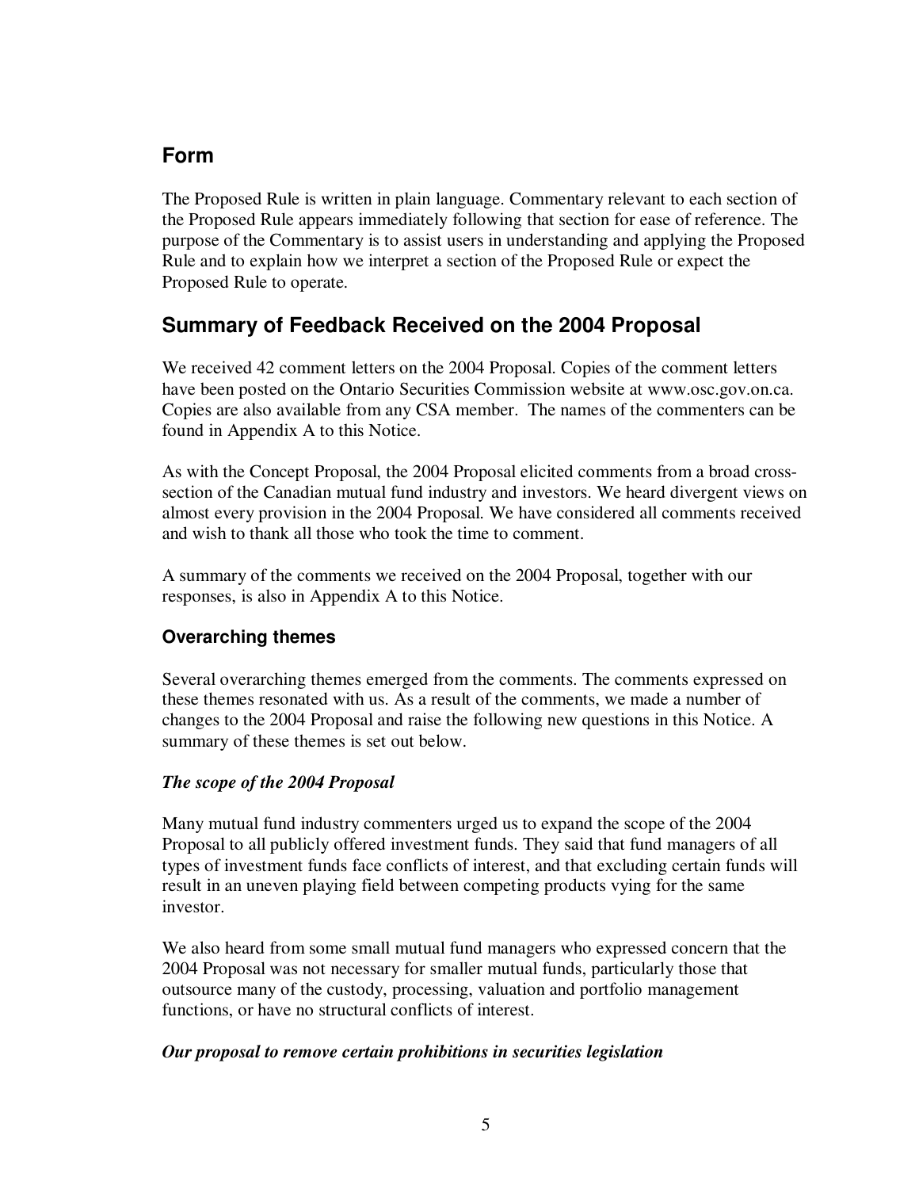## Form

The Proposed Rule is written in plain language. Commentary relevant to each section of the Proposed Rule appears immediately following that section for ease of reference. The purpose of the Commentary is to assist users in understanding and applying the Proposed Rule and to explain how we interpret a section of the Proposed Rule or expect the Proposed Rule to operate.

## Summary of Feedback Received on the 2004 Proposal

We received 42 comment letters on the 2004 Proposal. Copies of the comment letters have been posted on the Ontario Securities Commission website at www.osc.gov.on.ca. Copies are also available from any CSA member. The names of the commenters can be found in Appendix A to this Notice.

As with the Concept Proposal, the 2004 Proposal elicited comments from a broad cross-section of the Canadian mutual fund industry and investors. We heard divergent views on almost every provision in the 2004 Proposal. We have considered all comments received and wish to thank all those who took the time to comment.

A summary of the comments we received on the 2004 Proposal, together with our responses, is also in Appendix A to this Notice.

### Overarching themes

Several overarching themes emerged from the comments. The comments expressed on these themes resonated with us. As a result of the comments, we made a number of changes to the 2004 Proposal and raise the following new questions in this Notice. A summary of these themes is set out below.

#### *The scope of the 2004 Proposal*

Many mutual fund industry commenters urged us to expand the scope of the 2004 Proposal to all publicly offered investment funds. They said that fund managers of all types of investment funds face conflicts of interest, and that excluding certain funds will result in an uneven playing field between competing products vying for the same investor.

We also heard from some small mutual fund managers who expressed concern that the 2004 Proposal was not necessary for smaller mutual funds, particularly those that outsource many of the custody, processing, valuation and portfolio management functions, or have no structural conflicts of interest.

#### *Our proposal to remove certain prohibitions in securities legislation*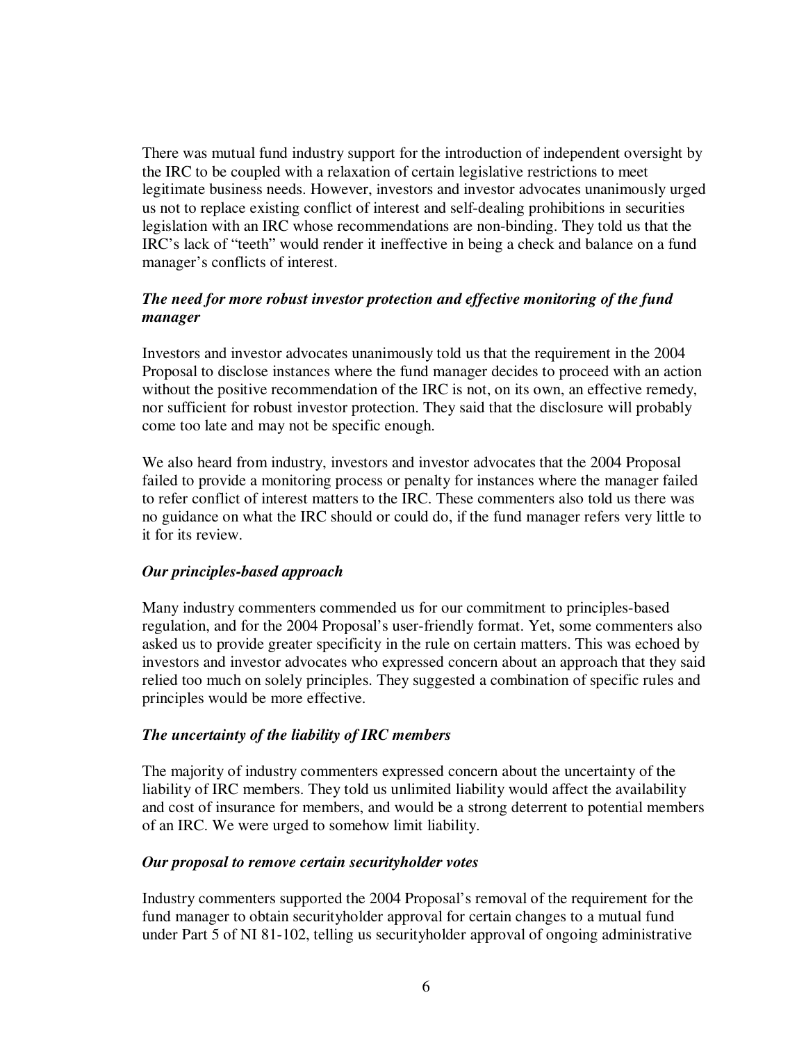There was mutual fund industry support for the introduction of independent oversight by the IRC to be coupled with a relaxation of certain legislative restrictions to meet legitimate business needs. However, investors and investor advocates unanimously urged us not to replace existing conflict of interest and self-dealing prohibitions in securities legislation with an IRC whose recommendations are non-binding. They told us that the IRC's lack of "teeth" would render it ineffective in being a check and balance on a fund manager's conflicts of interest.

### *The need for more robust investor protection and effective monitoring of the fund manager*

Investors and investor advocates unanimously told us that the requirement in the 2004 Proposal to disclose instances where the fund manager decides to proceed with an action without the positive recommendation of the IRC is not, on its own, an effective remedy, nor sufficient for robust investor protection. They said that the disclosure will probably come too late and may not be specific enough.

We also heard from industry, investors and investor advocates that the 2004 Proposal failed to provide a monitoring process or penalty for instances where the manager failed to refer conflict of interest matters to the IRC. These commenters also told us there was no guidance on what the IRC should or could do, if the fund manager refers very little to it for its review.

### *Our principles-based approach*

Many industry commenters commended us for our commitment to principles-based regulation, and for the 2004 Proposal's user-friendly format. Yet, some commenters also asked us to provide greater specificity in the rule on certain matters. This was echoed by investors and investor advocates who expressed concern about an approach that they said relied too much on solely principles. They suggested a combination of specific rules and principles would be more effective.

### *The uncertainty of the liability of IRC members*

The majority of industry commenters expressed concern about the uncertainty of the liability of IRC members. They told us unlimited liability would affect the availability and cost of insurance for members, and would be a strong deterrent to potential members of an IRC. We were urged to somehow limit liability.

### *Our proposal to remove certain securityholder votes*

Industry commenters supported the 2004 Proposal's removal of the requirement for the fund manager to obtain securityholder approval for certain changes to a mutual fund under Part 5 of NI 81-102, telling us securityholder approval of ongoing administrative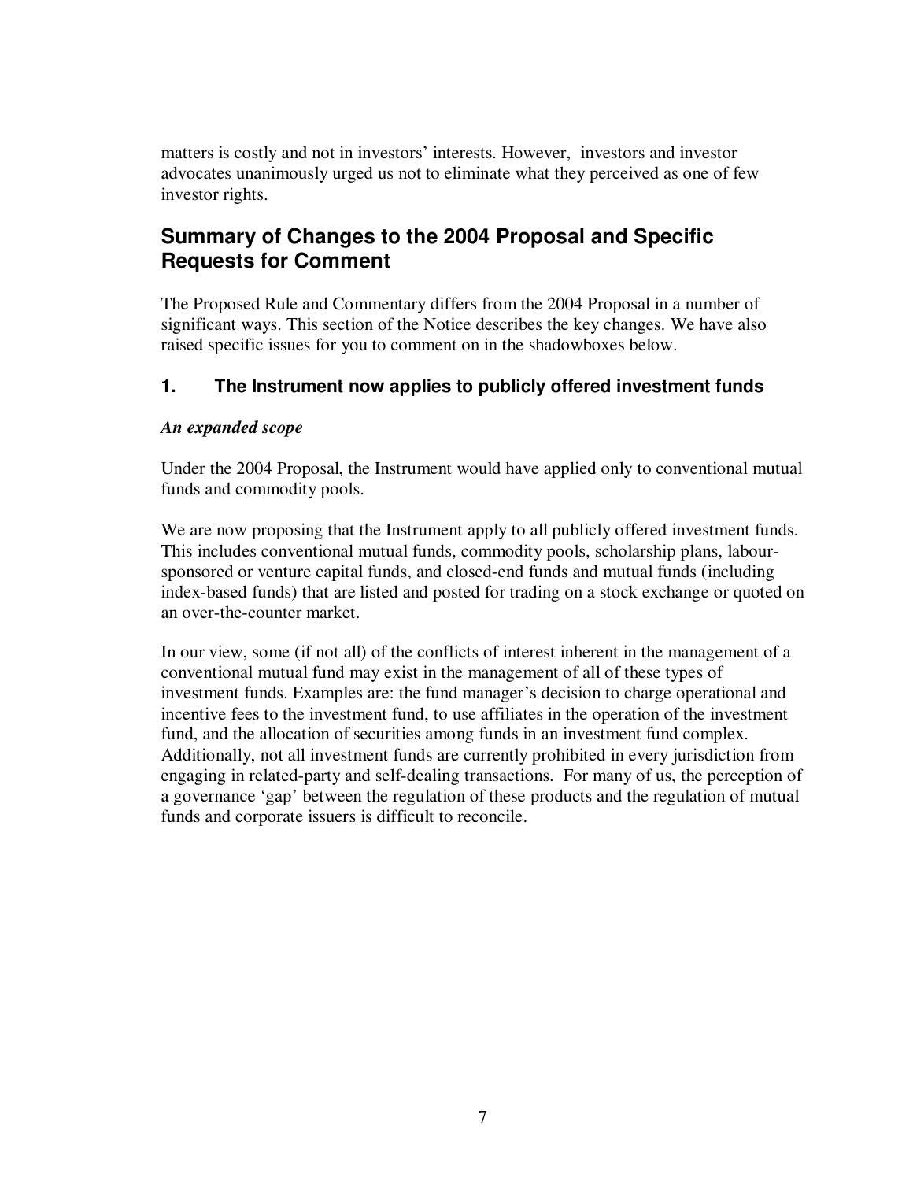matters is costly and not in investors' interests. However, investors and investor advocates unanimously urged us not to eliminate what they perceived as one of few investor rights.

## Summary of Changes to the 2004 Proposal and Specific Requests for Comment

The Proposed Rule and Commentary differs from the 2004 Proposal in a number of significant ways. This section of the Notice describes the key changes. We have also raised specific issues for you to comment on in the shadowboxes below.

### 1. The Instrument now applies to publicly offered investment funds

***An expanded scope***

Under the 2004 Proposal, the Instrument would have applied only to conventional mutual funds and commodity pools.

We are now proposing that the Instrument apply to all publicly offered investment funds. This includes conventional mutual funds, commodity pools, scholarship plans, labour-sponsored or venture capital funds, and closed-end funds and mutual funds (including index-based funds) that are listed and posted for trading on a stock exchange or quoted on an over-the-counter market.

In our view, some (if not all) of the conflicts of interest inherent in the management of a conventional mutual fund may exist in the management of all of these types of investment funds. Examples are: the fund manager's decision to charge operational and incentive fees to the investment fund, to use affiliates in the operation of the investment fund, and the allocation of securities among funds in an investment fund complex. Additionally, not all investment funds are currently prohibited in every jurisdiction from engaging in related-party and self-dealing transactions. For many of us, the perception of a governance 'gap' between the regulation of these products and the regulation of mutual funds and corporate issuers is difficult to reconcile.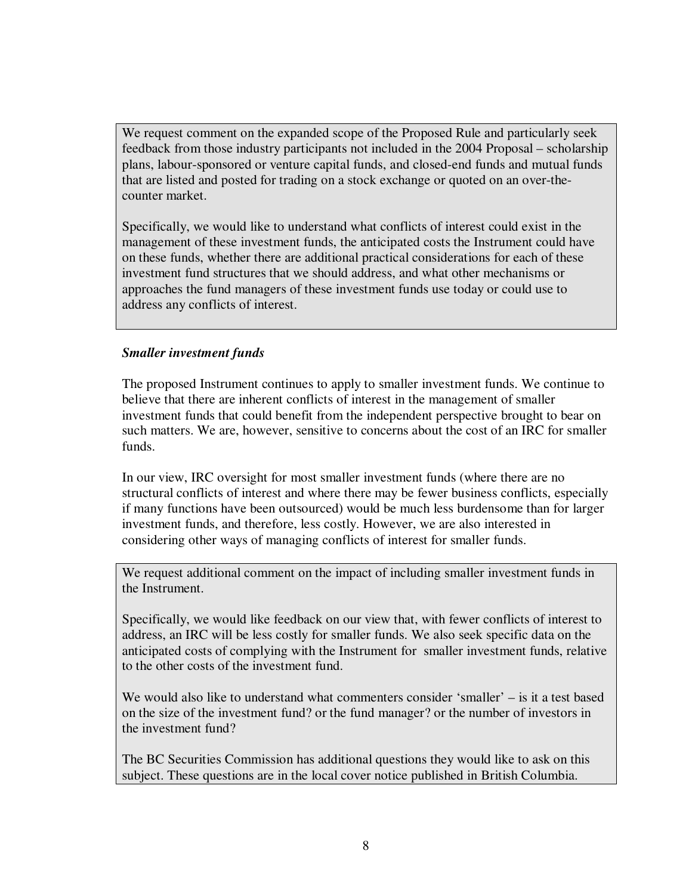We request comment on the expanded scope of the Proposed Rule and particularly seek feedback from those industry participants not included in the 2004 Proposal – scholarship plans, labour-sponsored or venture capital funds, and closed-end funds and mutual funds that are listed and posted for trading on a stock exchange or quoted on an over-the-counter market.

Specifically, we would like to understand what conflicts of interest could exist in the management of these investment funds, the anticipated costs the Instrument could have on these funds, whether there are additional practical considerations for each of these investment fund structures that we should address, and what other mechanisms or approaches the fund managers of these investment funds use today or could use to address any conflicts of interest.

***Smaller investment funds***

The proposed Instrument continues to apply to smaller investment funds. We continue to believe that there are inherent conflicts of interest in the management of smaller investment funds that could benefit from the independent perspective brought to bear on such matters. We are, however, sensitive to concerns about the cost of an IRC for smaller funds.

In our view, IRC oversight for most smaller investment funds (where there are no structural conflicts of interest and where there may be fewer business conflicts, especially if many functions have been outsourced) would be much less burdensome than for larger investment funds, and therefore, less costly. However, we are also interested in considering other ways of managing conflicts of interest for smaller funds.

We request additional comment on the impact of including smaller investment funds in the Instrument.

Specifically, we would like feedback on our view that, with fewer conflicts of interest to address, an IRC will be less costly for smaller funds. We also seek specific data on the anticipated costs of complying with the Instrument for smaller investment funds, relative to the other costs of the investment fund.

We would also like to understand what commenters consider 'smaller' – is it a test based on the size of the investment fund? or the fund manager? or the number of investors in the investment fund?

The BC Securities Commission has additional questions they would like to ask on this subject. These questions are in the local cover notice published in British Columbia.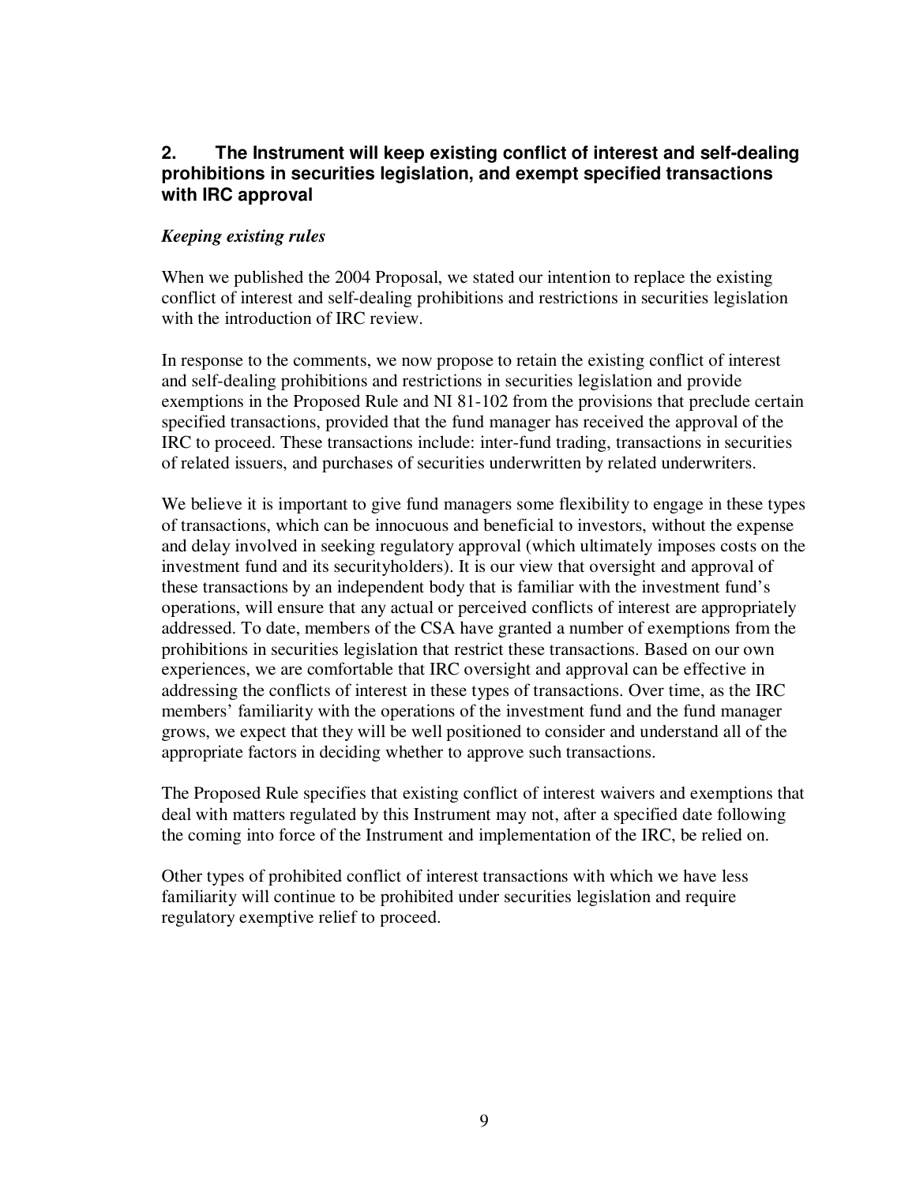## 2. The Instrument will keep existing conflict of interest and self-dealing prohibitions in securities legislation, and exempt specified transactions with IRC approval

***Keeping existing rules***

When we published the 2004 Proposal, we stated our intention to replace the existing conflict of interest and self-dealing prohibitions and restrictions in securities legislation with the introduction of IRC review.

In response to the comments, we now propose to retain the existing conflict of interest and self-dealing prohibitions and restrictions in securities legislation and provide exemptions in the Proposed Rule and NI 81-102 from the provisions that preclude certain specified transactions, provided that the fund manager has received the approval of the IRC to proceed. These transactions include: inter-fund trading, transactions in securities of related issuers, and purchases of securities underwritten by related underwriters.

We believe it is important to give fund managers some flexibility to engage in these types of transactions, which can be innocuous and beneficial to investors, without the expense and delay involved in seeking regulatory approval (which ultimately imposes costs on the investment fund and its securityholders). It is our view that oversight and approval of these transactions by an independent body that is familiar with the investment fund's operations, will ensure that any actual or perceived conflicts of interest are appropriately addressed. To date, members of the CSA have granted a number of exemptions from the prohibitions in securities legislation that restrict these transactions. Based on our own experiences, we are comfortable that IRC oversight and approval can be effective in addressing the conflicts of interest in these types of transactions. Over time, as the IRC members' familiarity with the operations of the investment fund and the fund manager grows, we expect that they will be well positioned to consider and understand all of the appropriate factors in deciding whether to approve such transactions.

The Proposed Rule specifies that existing conflict of interest waivers and exemptions that deal with matters regulated by this Instrument may not, after a specified date following the coming into force of the Instrument and implementation of the IRC, be relied on.

Other types of prohibited conflict of interest transactions with which we have less familiarity will continue to be prohibited under securities legislation and require regulatory exemptive relief to proceed.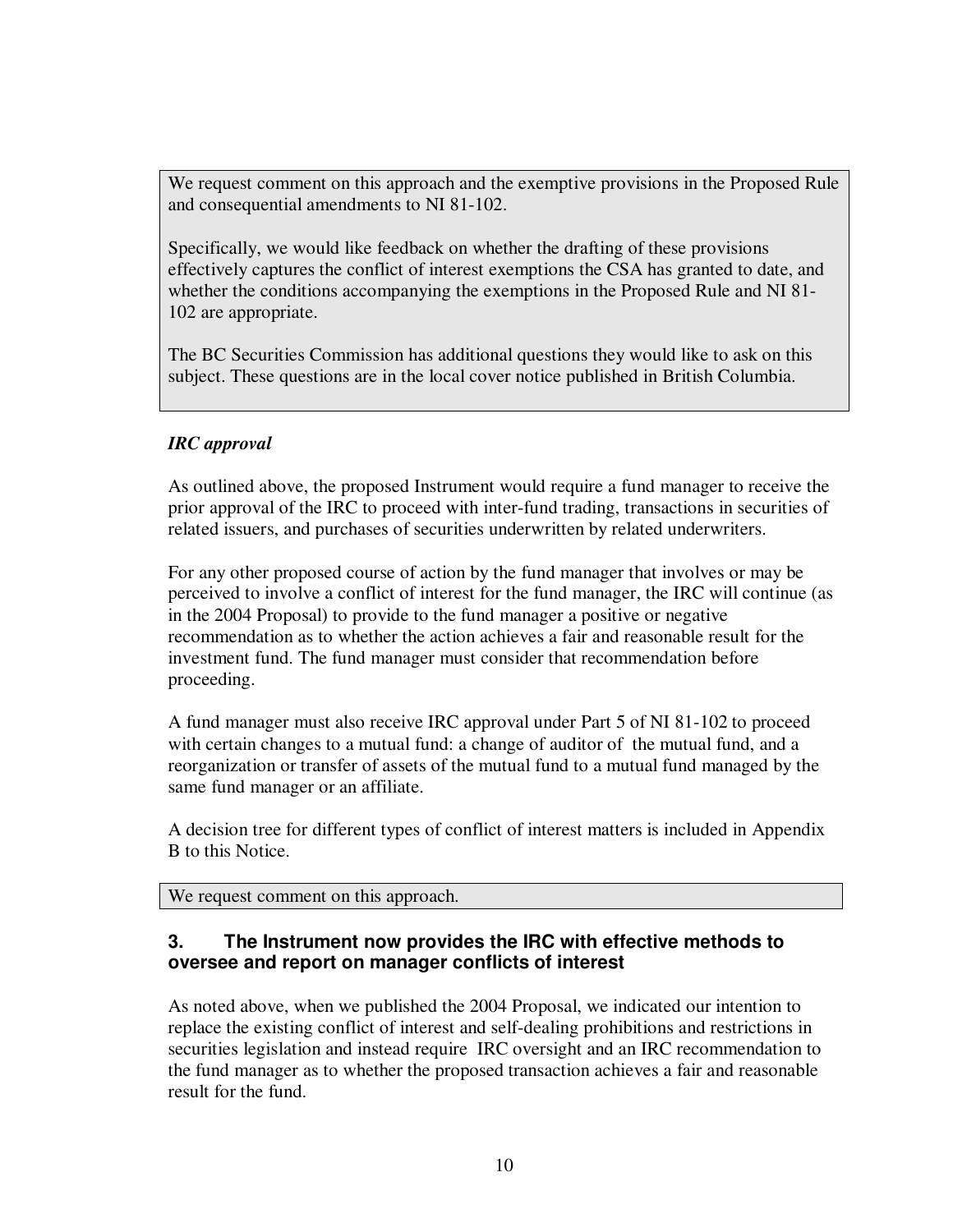We request comment on this approach and the exemptive provisions in the Proposed Rule and consequential amendments to NI 81-102.

Specifically, we would like feedback on whether the drafting of these provisions effectively captures the conflict of interest exemptions the CSA has granted to date, and whether the conditions accompanying the exemptions in the Proposed Rule and NI 81-102 are appropriate.

The BC Securities Commission has additional questions they would like to ask on this subject. These questions are in the local cover notice published in British Columbia.

***IRC approval***

As outlined above, the proposed Instrument would require a fund manager to receive the prior approval of the IRC to proceed with inter-fund trading, transactions in securities of related issuers, and purchases of securities underwritten by related underwriters.

For any other proposed course of action by the fund manager that involves or may be perceived to involve a conflict of interest for the fund manager, the IRC will continue (as in the 2004 Proposal) to provide to the fund manager a positive or negative recommendation as to whether the action achieves a fair and reasonable result for the investment fund. The fund manager must consider that recommendation before proceeding.

A fund manager must also receive IRC approval under Part 5 of NI 81-102 to proceed with certain changes to a mutual fund: a change of auditor of the mutual fund, and a reorganization or transfer of assets of the mutual fund to a mutual fund managed by the same fund manager or an affiliate.

A decision tree for different types of conflict of interest matters is included in Appendix B to this Notice.

We request comment on this approach.

### 3. The Instrument now provides the IRC with effective methods to oversee and report on manager conflicts of interest

As noted above, when we published the 2004 Proposal, we indicated our intention to replace the existing conflict of interest and self-dealing prohibitions and restrictions in securities legislation and instead require IRC oversight and an IRC recommendation to the fund manager as to whether the proposed transaction achieves a fair and reasonable result for the fund.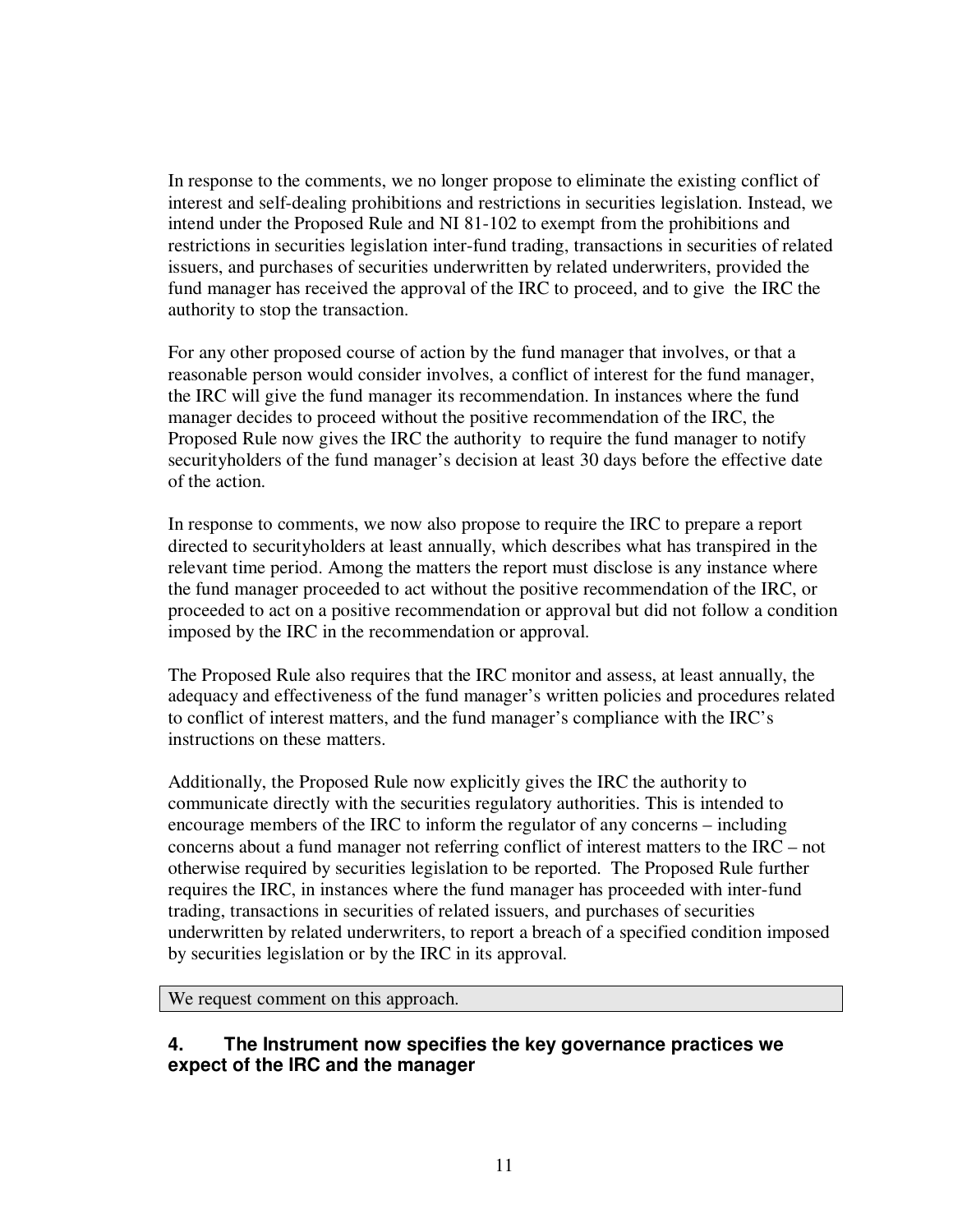In response to the comments, we no longer propose to eliminate the existing conflict of interest and self-dealing prohibitions and restrictions in securities legislation. Instead, we intend under the Proposed Rule and NI 81-102 to exempt from the prohibitions and restrictions in securities legislation inter-fund trading, transactions in securities of related issuers, and purchases of securities underwritten by related underwriters, provided the fund manager has received the approval of the IRC to proceed, and to give the IRC the authority to stop the transaction.

For any other proposed course of action by the fund manager that involves, or that a reasonable person would consider involves, a conflict of interest for the fund manager, the IRC will give the fund manager its recommendation. In instances where the fund manager decides to proceed without the positive recommendation of the IRC, the Proposed Rule now gives the IRC the authority to require the fund manager to notify securityholders of the fund manager's decision at least 30 days before the effective date of the action.

In response to comments, we now also propose to require the IRC to prepare a report directed to securityholders at least annually, which describes what has transpired in the relevant time period. Among the matters the report must disclose is any instance where the fund manager proceeded to act without the positive recommendation of the IRC, or proceeded to act on a positive recommendation or approval but did not follow a condition imposed by the IRC in the recommendation or approval.

The Proposed Rule also requires that the IRC monitor and assess, at least annually, the adequacy and effectiveness of the fund manager's written policies and procedures related to conflict of interest matters, and the fund manager's compliance with the IRC's instructions on these matters.

Additionally, the Proposed Rule now explicitly gives the IRC the authority to communicate directly with the securities regulatory authorities. This is intended to encourage members of the IRC to inform the regulator of any concerns – including concerns about a fund manager not referring conflict of interest matters to the IRC – not otherwise required by securities legislation to be reported. The Proposed Rule further requires the IRC, in instances where the fund manager has proceeded with inter-fund trading, transactions in securities of related issuers, and purchases of securities underwritten by related underwriters, to report a breach of a specified condition imposed by securities legislation or by the IRC in its approval.

| We request comment on this approach. |
|---|

## 4. The Instrument now specifies the key governance practices we expect of the IRC and the manager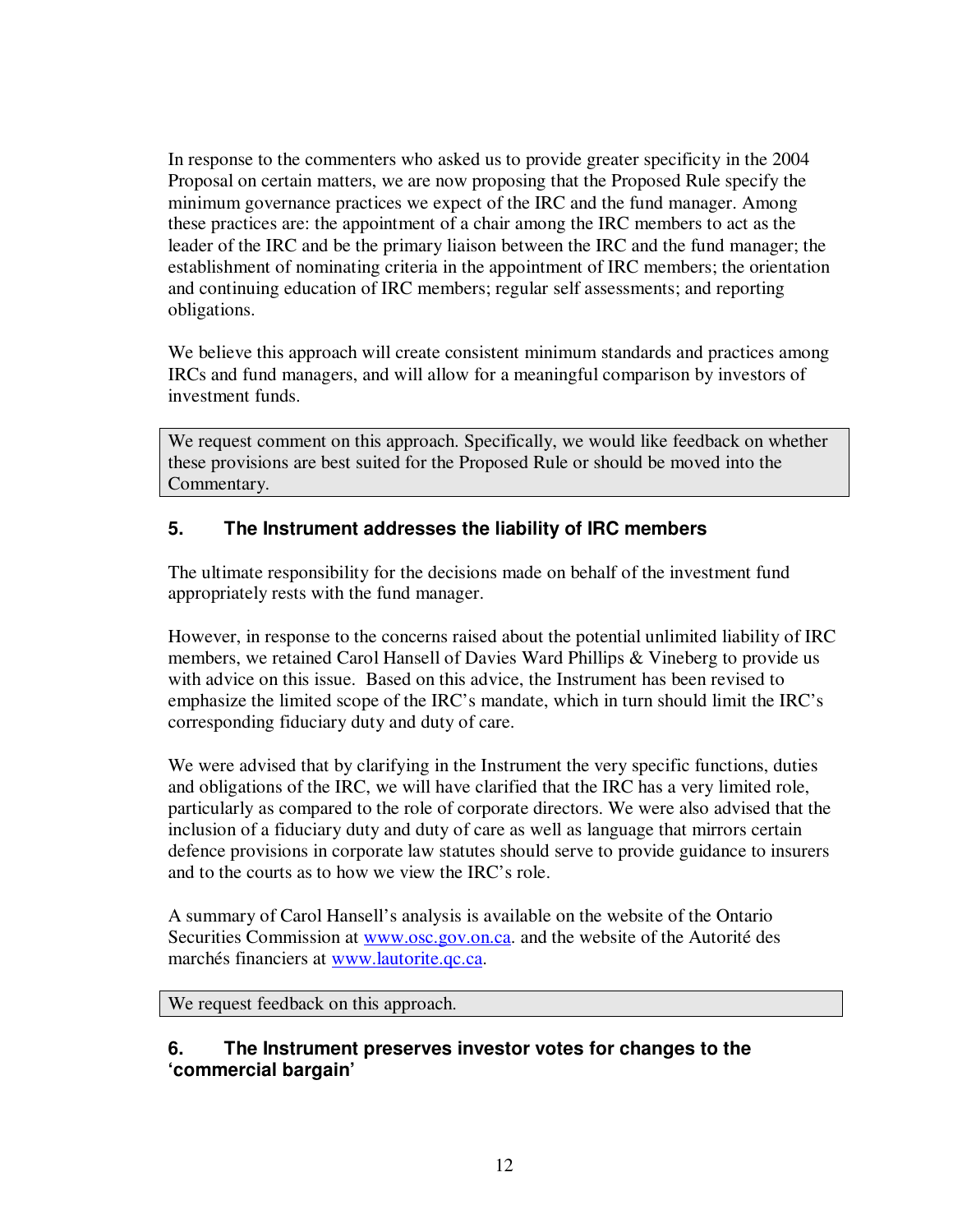In response to the commenters who asked us to provide greater specificity in the 2004 Proposal on certain matters, we are now proposing that the Proposed Rule specify the minimum governance practices we expect of the IRC and the fund manager. Among these practices are: the appointment of a chair among the IRC members to act as the leader of the IRC and be the primary liaison between the IRC and the fund manager; the establishment of nominating criteria in the appointment of IRC members; the orientation and continuing education of IRC members; regular self assessments; and reporting obligations.

We believe this approach will create consistent minimum standards and practices among IRCs and fund managers, and will allow for a meaningful comparison by investors of investment funds.

We request comment on this approach. Specifically, we would like feedback on whether these provisions are best suited for the Proposed Rule or should be moved into the Commentary.

## 5. The Instrument addresses the liability of IRC members

The ultimate responsibility for the decisions made on behalf of the investment fund appropriately rests with the fund manager.

However, in response to the concerns raised about the potential unlimited liability of IRC members, we retained Carol Hansell of Davies Ward Phillips & Vineberg to provide us with advice on this issue. Based on this advice, the Instrument has been revised to emphasize the limited scope of the IRC's mandate, which in turn should limit the IRC's corresponding fiduciary duty and duty of care.

We were advised that by clarifying in the Instrument the very specific functions, duties and obligations of the IRC, we will have clarified that the IRC has a very limited role, particularly as compared to the role of corporate directors. We were also advised that the inclusion of a fiduciary duty and duty of care as well as language that mirrors certain defence provisions in corporate law statutes should serve to provide guidance to insurers and to the courts as to how we view the IRC's role.

A summary of Carol Hansell's analysis is available on the website of the Ontario Securities Commission at www.osc.gov.on.ca. and the website of the Autorité des marchés financiers at www.lautorite.qc.ca.

We request feedback on this approach.

## 6. The Instrument preserves investor votes for changes to the 'commercial bargain'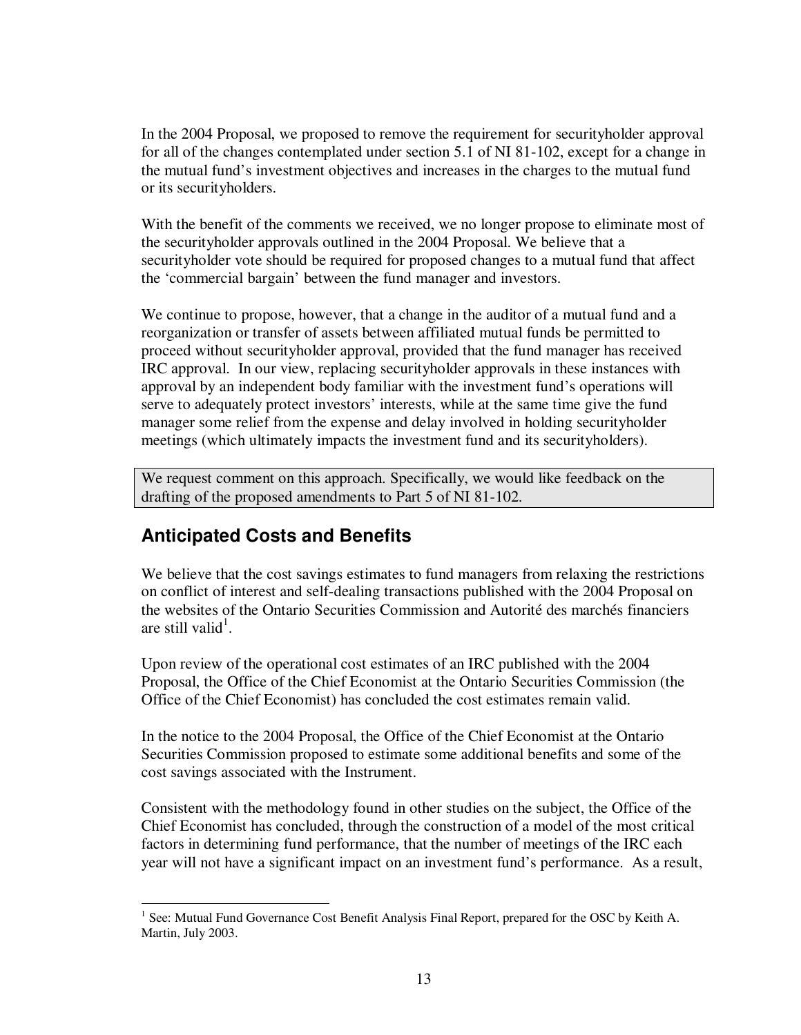In the 2004 Proposal, we proposed to remove the requirement for securityholder approval for all of the changes contemplated under section 5.1 of NI 81-102, except for a change in the mutual fund's investment objectives and increases in the charges to the mutual fund or its securityholders.

With the benefit of the comments we received, we no longer propose to eliminate most of the securityholder approvals outlined in the 2004 Proposal. We believe that a securityholder vote should be required for proposed changes to a mutual fund that affect the 'commercial bargain' between the fund manager and investors.

We continue to propose, however, that a change in the auditor of a mutual fund and a reorganization or transfer of assets between affiliated mutual funds be permitted to proceed without securityholder approval, provided that the fund manager has received IRC approval. In our view, replacing securityholder approvals in these instances with approval by an independent body familiar with the investment fund's operations will serve to adequately protect investors' interests, while at the same time give the fund manager some relief from the expense and delay involved in holding securityholder meetings (which ultimately impacts the investment fund and its securityholders).

> We request comment on this approach. Specifically, we would like feedback on the drafting of the proposed amendments to Part 5 of NI 81-102.

## Anticipated Costs and Benefits

We believe that the cost savings estimates to fund managers from relaxing the restrictions on conflict of interest and self-dealing transactions published with the 2004 Proposal on the websites of the Ontario Securities Commission and Autorité des marchés financiers are still valid[1].

Upon review of the operational cost estimates of an IRC published with the 2004 Proposal, the Office of the Chief Economist at the Ontario Securities Commission (the Office of the Chief Economist) has concluded the cost estimates remain valid.

In the notice to the 2004 Proposal, the Office of the Chief Economist at the Ontario Securities Commission proposed to estimate some additional benefits and some of the cost savings associated with the Instrument.

Consistent with the methodology found in other studies on the subject, the Office of the Chief Economist has concluded, through the construction of a model of the most critical factors in determining fund performance, that the number of meetings of the IRC each year will not have a significant impact on an investment fund's performance. As a result,

[1] See: Mutual Fund Governance Cost Benefit Analysis Final Report, prepared for the OSC by Keith A. Martin, July 2003.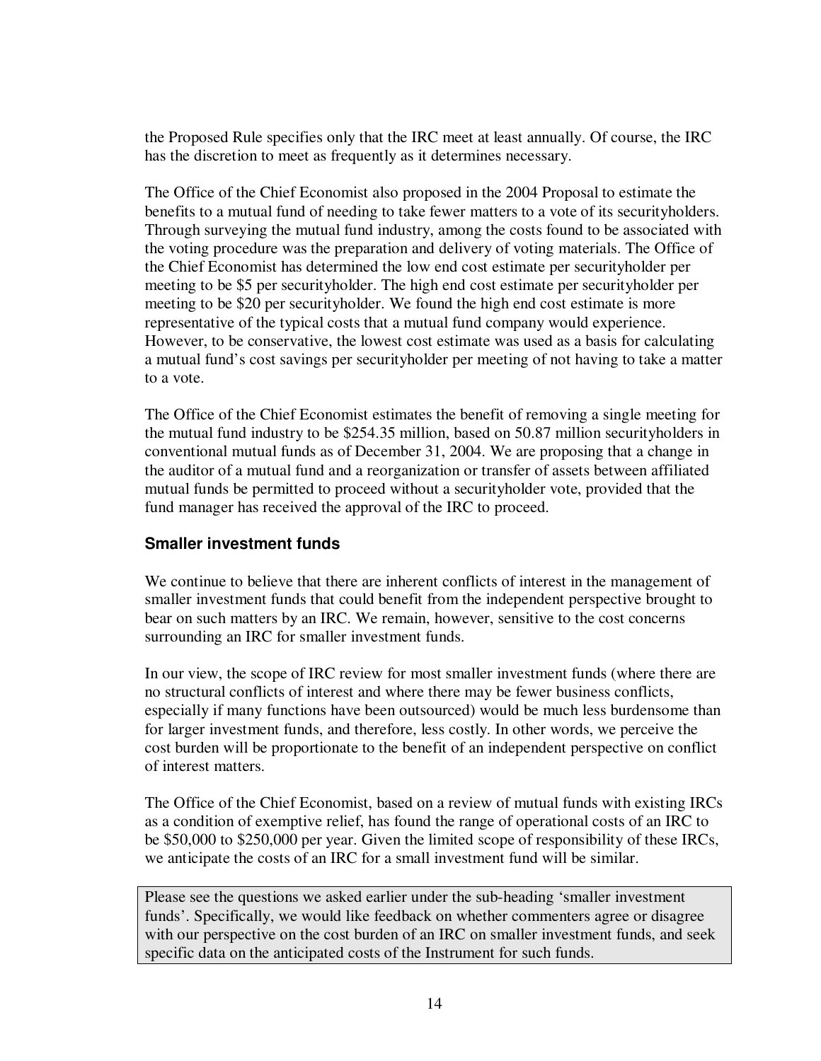the Proposed Rule specifies only that the IRC meet at least annually. Of course, the IRC has the discretion to meet as frequently as it determines necessary.

The Office of the Chief Economist also proposed in the 2004 Proposal to estimate the benefits to a mutual fund of needing to take fewer matters to a vote of its securityholders. Through surveying the mutual fund industry, among the costs found to be associated with the voting procedure was the preparation and delivery of voting materials. The Office of the Chief Economist has determined the low end cost estimate per securityholder per meeting to be $5 per securityholder. The high end cost estimate per securityholder per meeting to be $20 per securityholder. We found the high end cost estimate is more representative of the typical costs that a mutual fund company would experience. However, to be conservative, the lowest cost estimate was used as a basis for calculating a mutual fund's cost savings per securityholder per meeting of not having to take a matter to a vote.

The Office of the Chief Economist estimates the benefit of removing a single meeting for the mutual fund industry to be $254.35 million, based on 50.87 million securityholders in conventional mutual funds as of December 31, 2004. We are proposing that a change in the auditor of a mutual fund and a reorganization or transfer of assets between affiliated mutual funds be permitted to proceed without a securityholder vote, provided that the fund manager has received the approval of the IRC to proceed.

### Smaller investment funds

We continue to believe that there are inherent conflicts of interest in the management of smaller investment funds that could benefit from the independent perspective brought to bear on such matters by an IRC. We remain, however, sensitive to the cost concerns surrounding an IRC for smaller investment funds.

In our view, the scope of IRC review for most smaller investment funds (where there are no structural conflicts of interest and where there may be fewer business conflicts, especially if many functions have been outsourced) would be much less burdensome than for larger investment funds, and therefore, less costly. In other words, we perceive the cost burden will be proportionate to the benefit of an independent perspective on conflict of interest matters.

The Office of the Chief Economist, based on a review of mutual funds with existing IRCs as a condition of exemptive relief, has found the range of operational costs of an IRC to be $50,000 to $250,000 per year. Given the limited scope of responsibility of these IRCs, we anticipate the costs of an IRC for a small investment fund will be similar.

> Please see the questions we asked earlier under the sub-heading 'smaller investment funds'. Specifically, we would like feedback on whether commenters agree or disagree with our perspective on the cost burden of an IRC on smaller investment funds, and seek specific data on the anticipated costs of the Instrument for such funds.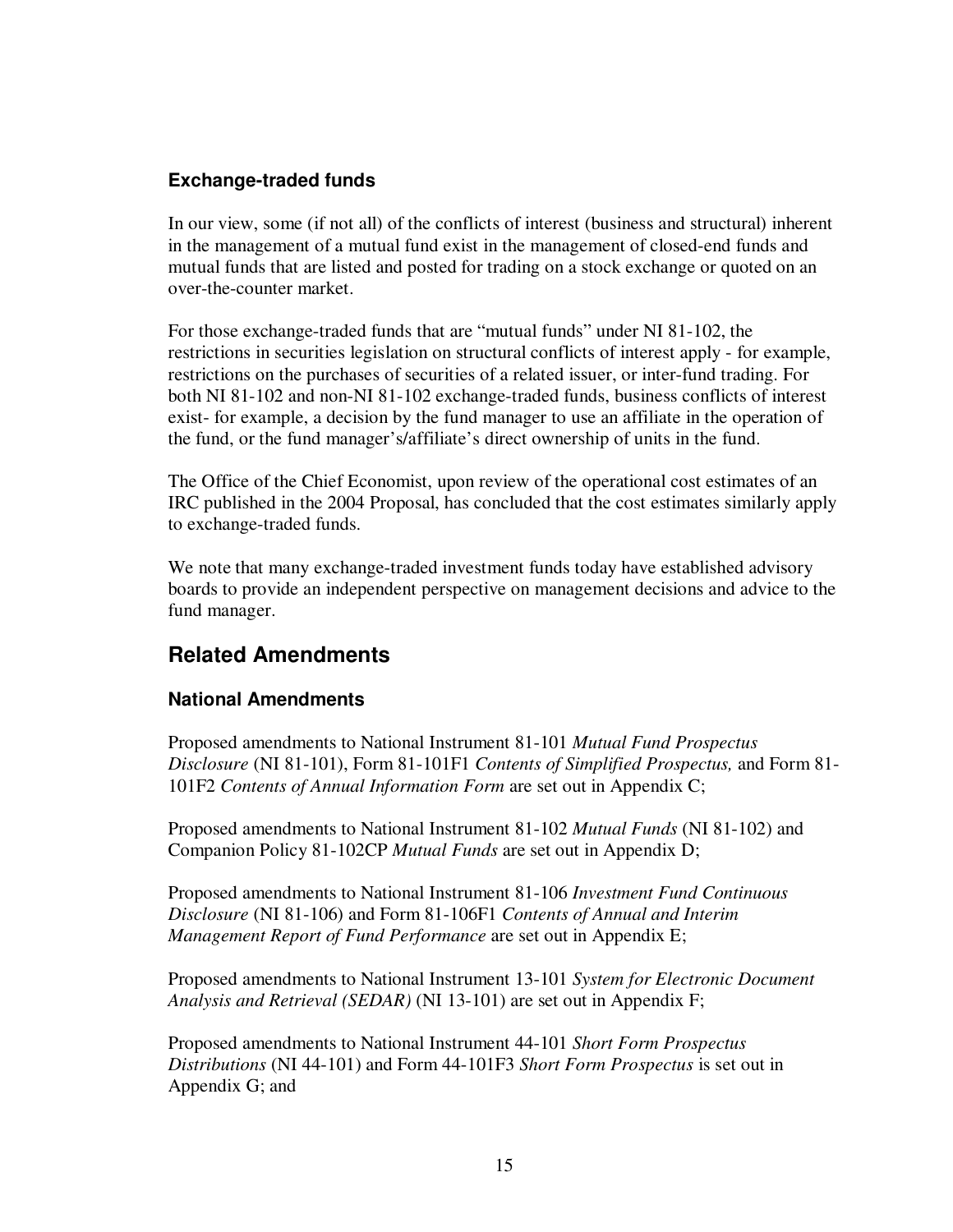### Exchange-traded funds

In our view, some (if not all) of the conflicts of interest (business and structural) inherent in the management of a mutual fund exist in the management of closed-end funds and mutual funds that are listed and posted for trading on a stock exchange or quoted on an over-the-counter market.

For those exchange-traded funds that are "mutual funds" under NI 81-102, the restrictions in securities legislation on structural conflicts of interest apply - for example, restrictions on the purchases of securities of a related issuer, or inter-fund trading. For both NI 81-102 and non-NI 81-102 exchange-traded funds, business conflicts of interest exist- for example, a decision by the fund manager to use an affiliate in the operation of the fund, or the fund manager's/affiliate's direct ownership of units in the fund.

The Office of the Chief Economist, upon review of the operational cost estimates of an IRC published in the 2004 Proposal, has concluded that the cost estimates similarly apply to exchange-traded funds.

We note that many exchange-traded investment funds today have established advisory boards to provide an independent perspective on management decisions and advice to the fund manager.

## Related Amendments

### National Amendments

Proposed amendments to National Instrument 81-101 *Mutual Fund Prospectus Disclosure* (NI 81-101), Form 81-101F1 *Contents of Simplified Prospectus,* and Form 81-101F2 *Contents of Annual Information Form* are set out in Appendix C;

Proposed amendments to National Instrument 81-102 *Mutual Funds* (NI 81-102) and Companion Policy 81-102CP *Mutual Funds* are set out in Appendix D;

Proposed amendments to National Instrument 81-106 *Investment Fund Continuous Disclosure* (NI 81-106) and Form 81-106F1 *Contents of Annual and Interim Management Report of Fund Performance* are set out in Appendix E;

Proposed amendments to National Instrument 13-101 *System for Electronic Document Analysis and Retrieval (SEDAR)* (NI 13-101) are set out in Appendix F;

Proposed amendments to National Instrument 44-101 *Short Form Prospectus Distributions* (NI 44-101) and Form 44-101F3 *Short Form Prospectus* is set out in Appendix G; and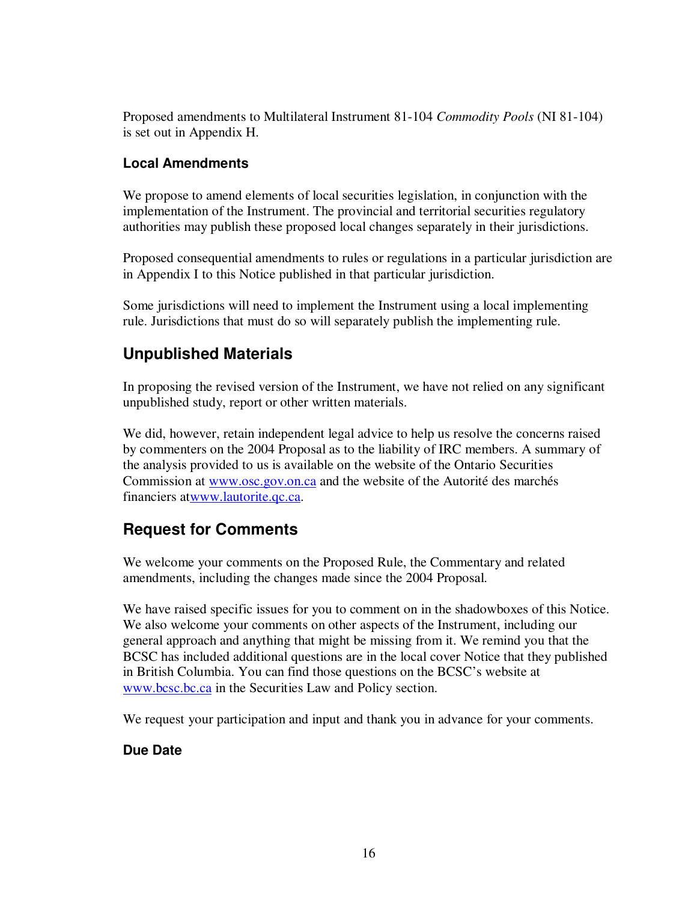Proposed amendments to Multilateral Instrument 81-104 *Commodity Pools* (NI 81-104) is set out in Appendix H.

### Local Amendments

We propose to amend elements of local securities legislation, in conjunction with the implementation of the Instrument. The provincial and territorial securities regulatory authorities may publish these proposed local changes separately in their jurisdictions.

Proposed consequential amendments to rules or regulations in a particular jurisdiction are in Appendix I to this Notice published in that particular jurisdiction.

Some jurisdictions will need to implement the Instrument using a local implementing rule. Jurisdictions that must do so will separately publish the implementing rule.

## Unpublished Materials

In proposing the revised version of the Instrument, we have not relied on any significant unpublished study, report or other written materials.

We did, however, retain independent legal advice to help us resolve the concerns raised by commenters on the 2004 Proposal as to the liability of IRC members. A summary of the analysis provided to us is available on the website of the Ontario Securities Commission at www.osc.gov.on.ca and the website of the Autorité des marchés financiers atwww.lautorite.qc.ca.

## Request for Comments

We welcome your comments on the Proposed Rule, the Commentary and related amendments, including the changes made since the 2004 Proposal.

We have raised specific issues for you to comment on in the shadowboxes of this Notice. We also welcome your comments on other aspects of the Instrument, including our general approach and anything that might be missing from it. We remind you that the BCSC has included additional questions are in the local cover Notice that they published in British Columbia. You can find those questions on the BCSC's website at www.bcsc.bc.ca in the Securities Law and Policy section.

We request your participation and input and thank you in advance for your comments.

### Due Date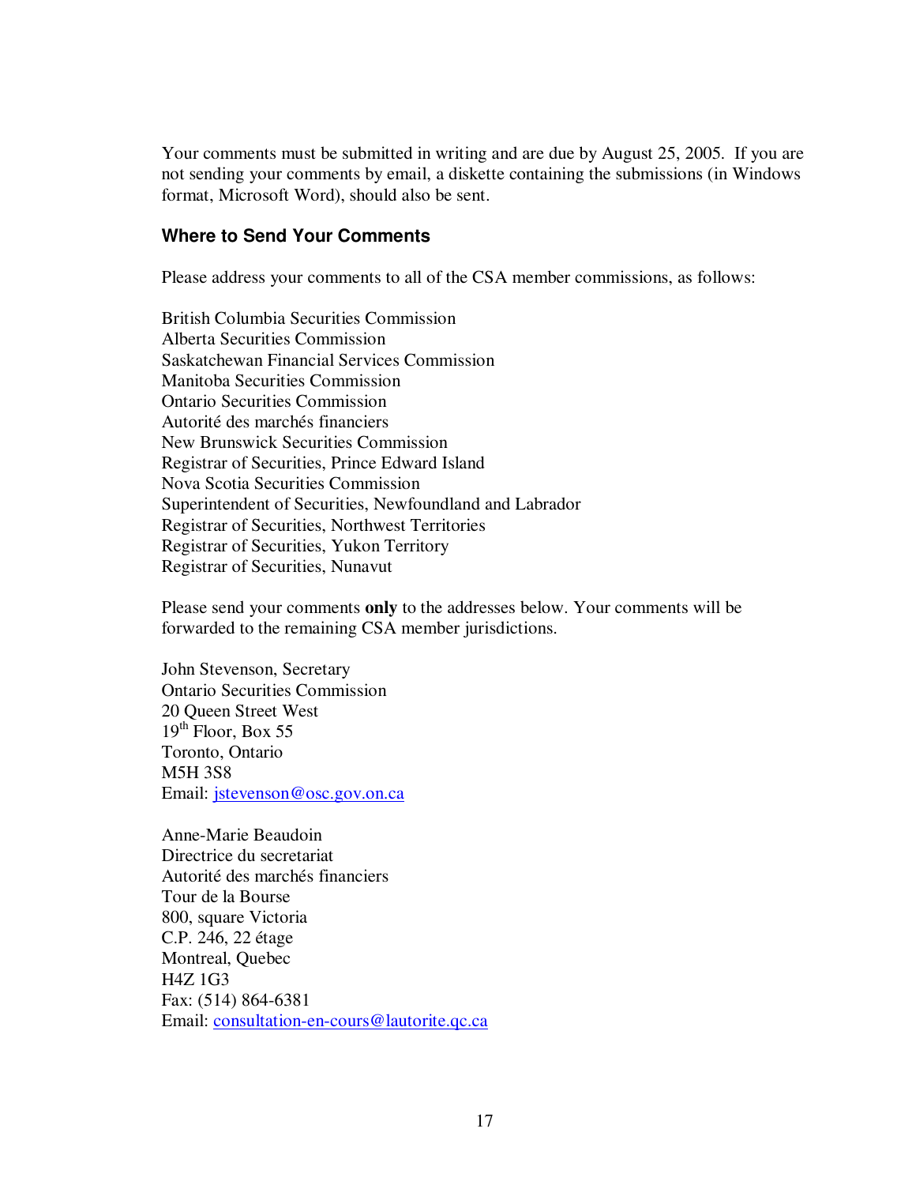Your comments must be submitted in writing and are due by August 25, 2005. If you are not sending your comments by email, a diskette containing the submissions (in Windows format, Microsoft Word), should also be sent.

### Where to Send Your Comments

Please address your comments to all of the CSA member commissions, as follows:

British Columbia Securities Commission  
Alberta Securities Commission  
Saskatchewan Financial Services Commission  
Manitoba Securities Commission  
Ontario Securities Commission  
Autorité des marchés financiers  
New Brunswick Securities Commission  
Registrar of Securities, Prince Edward Island  
Nova Scotia Securities Commission  
Superintendent of Securities, Newfoundland and Labrador  
Registrar of Securities, Northwest Territories  
Registrar of Securities, Yukon Territory  
Registrar of Securities, Nunavut

Please send your comments **only** to the addresses below. Your comments will be forwarded to the remaining CSA member jurisdictions.

John Stevenson, Secretary  
Ontario Securities Commission  
20 Queen Street West  
19th Floor, Box 55  
Toronto, Ontario  
M5H 3S8  
Email: jstevenson@osc.gov.on.ca

Anne-Marie Beaudoin  
Directrice du secretariat  
Autorité des marchés financiers  
Tour de la Bourse  
800, square Victoria  
C.P. 246, 22 étage  
Montreal, Quebec  
H4Z 1G3  
Fax: (514) 864-6381  
Email: consultation-en-cours@lautorite.qc.ca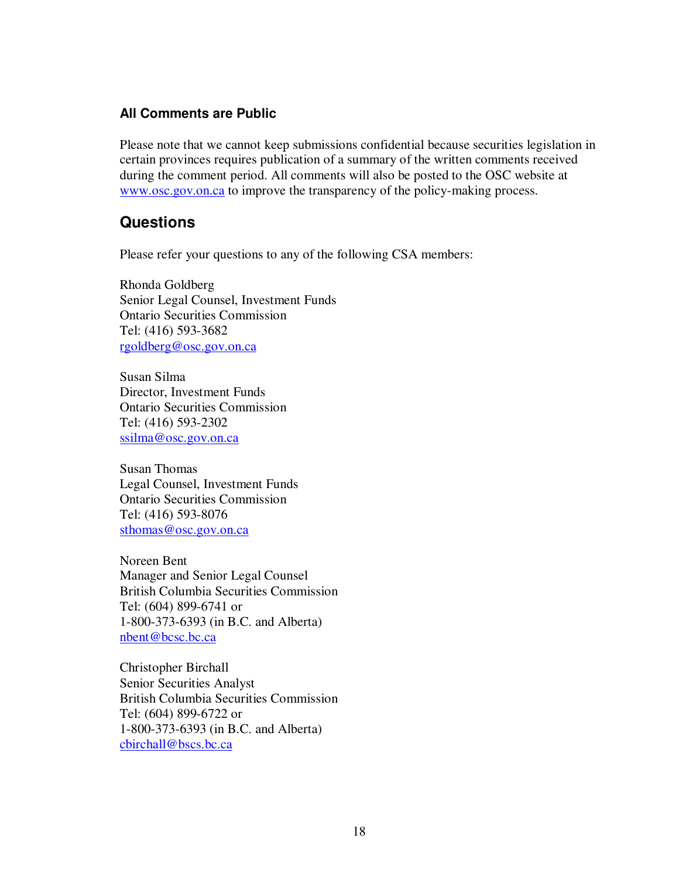### All Comments are Public

Please note that we cannot keep submissions confidential because securities legislation in certain provinces requires publication of a summary of the written comments received during the comment period. All comments will also be posted to the OSC website at www.osc.gov.on.ca to improve the transparency of the policy-making process.

## Questions

Please refer your questions to any of the following CSA members:

Rhonda Goldberg  
Senior Legal Counsel, Investment Funds  
Ontario Securities Commission  
Tel: (416) 593-3682  
rgoldberg@osc.gov.on.ca

Susan Silma  
Director, Investment Funds  
Ontario Securities Commission  
Tel: (416) 593-2302  
ssilma@osc.gov.on.ca

Susan Thomas  
Legal Counsel, Investment Funds  
Ontario Securities Commission  
Tel: (416) 593-8076  
sthomas@osc.gov.on.ca

Noreen Bent  
Manager and Senior Legal Counsel  
British Columbia Securities Commission  
Tel: (604) 899-6741 or  
1-800-373-6393 (in B.C. and Alberta)  
nbent@bcsc.bc.ca

Christopher Birchall  
Senior Securities Analyst  
British Columbia Securities Commission  
Tel: (604) 899-6722 or  
1-800-373-6393 (in B.C. and Alberta)  
cbirchall@bscs.bc.ca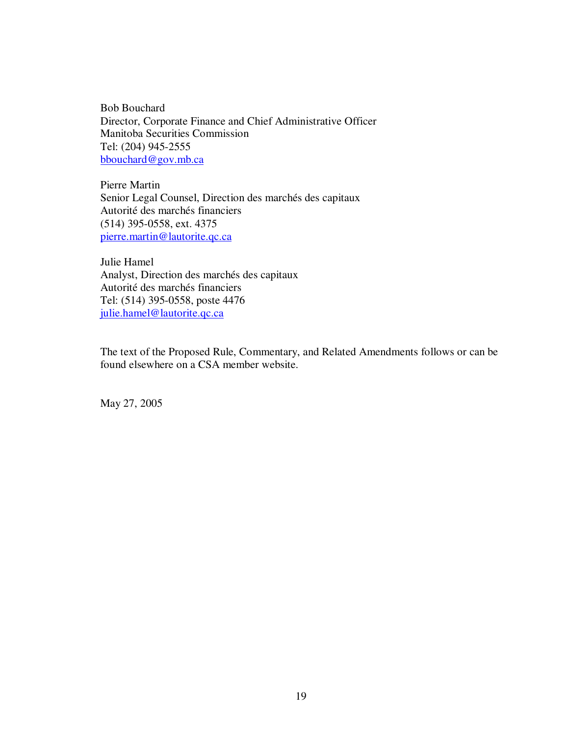Bob Bouchard
Director, Corporate Finance and Chief Administrative Officer
Manitoba Securities Commission
Tel: (204) 945-2555
bbouchard@gov.mb.ca

Pierre Martin
Senior Legal Counsel, Direction des marchés des capitaux
Autorité des marchés financiers
(514) 395-0558, ext. 4375
pierre.martin@lautorite.qc.ca

Julie Hamel
Analyst, Direction des marchés des capitaux
Autorité des marchés financiers
Tel: (514) 395-0558, poste 4476
julie.hamel@lautorite.qc.ca

The text of the Proposed Rule, Commentary, and Related Amendments follows or can be found elsewhere on a CSA member website.

May 27, 2005